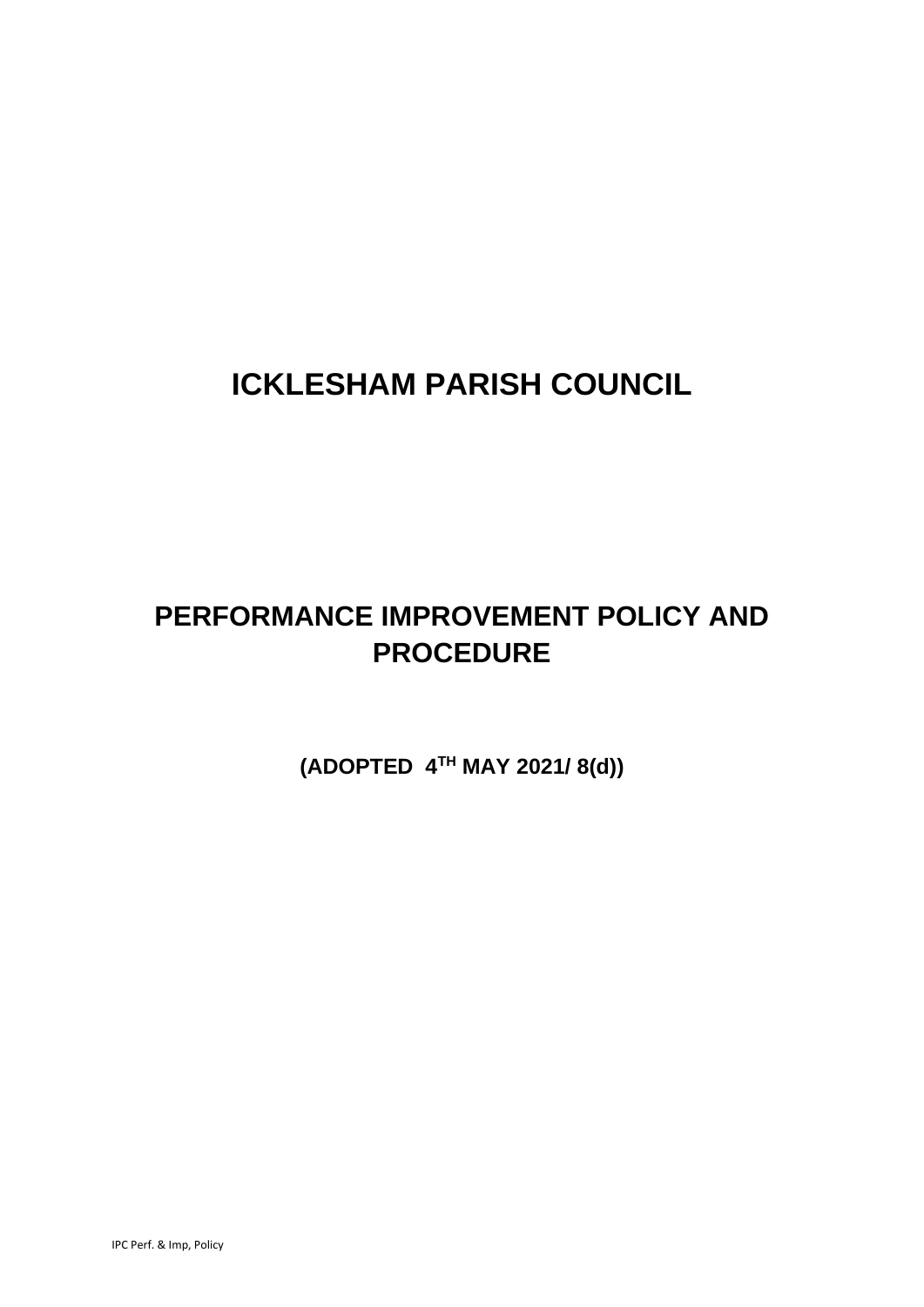# ICKLESHAM PARISH COUNCIL

## PERFORMANCE IMPROVEMENT POLICY AND PROCEDURE

**(ADOPTED 4TH MAY 2021/ 8(d))**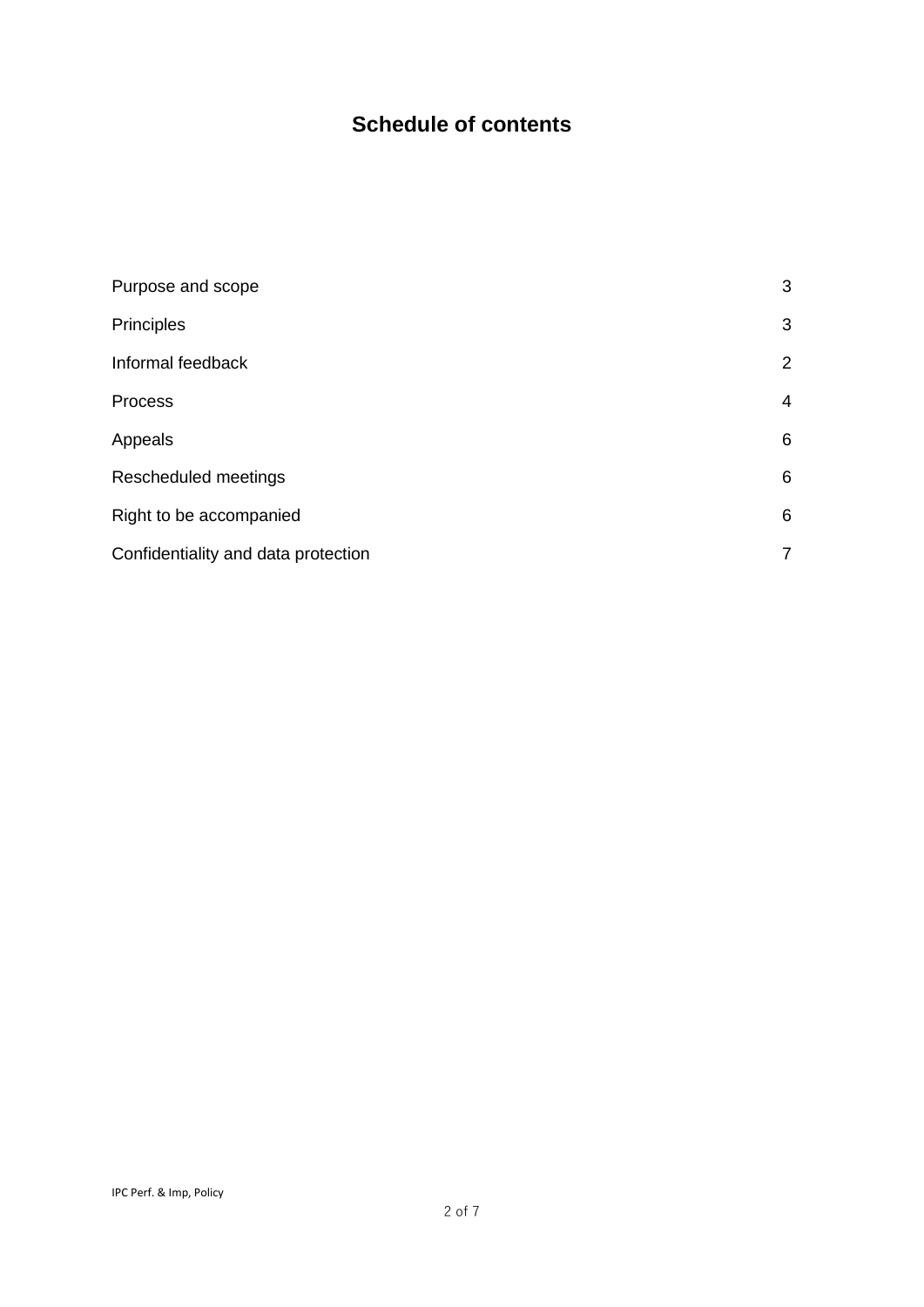# Schedule of contents

| | |
|---|---|
| Purpose and scope | 3 |
| Principles | 3 |
| Informal feedback | 2 |
| Process | 4 |
| Appeals | 6 |
| Rescheduled meetings | 6 |
| Right to be accompanied | 6 |
| Confidentiality and data protection | 7 |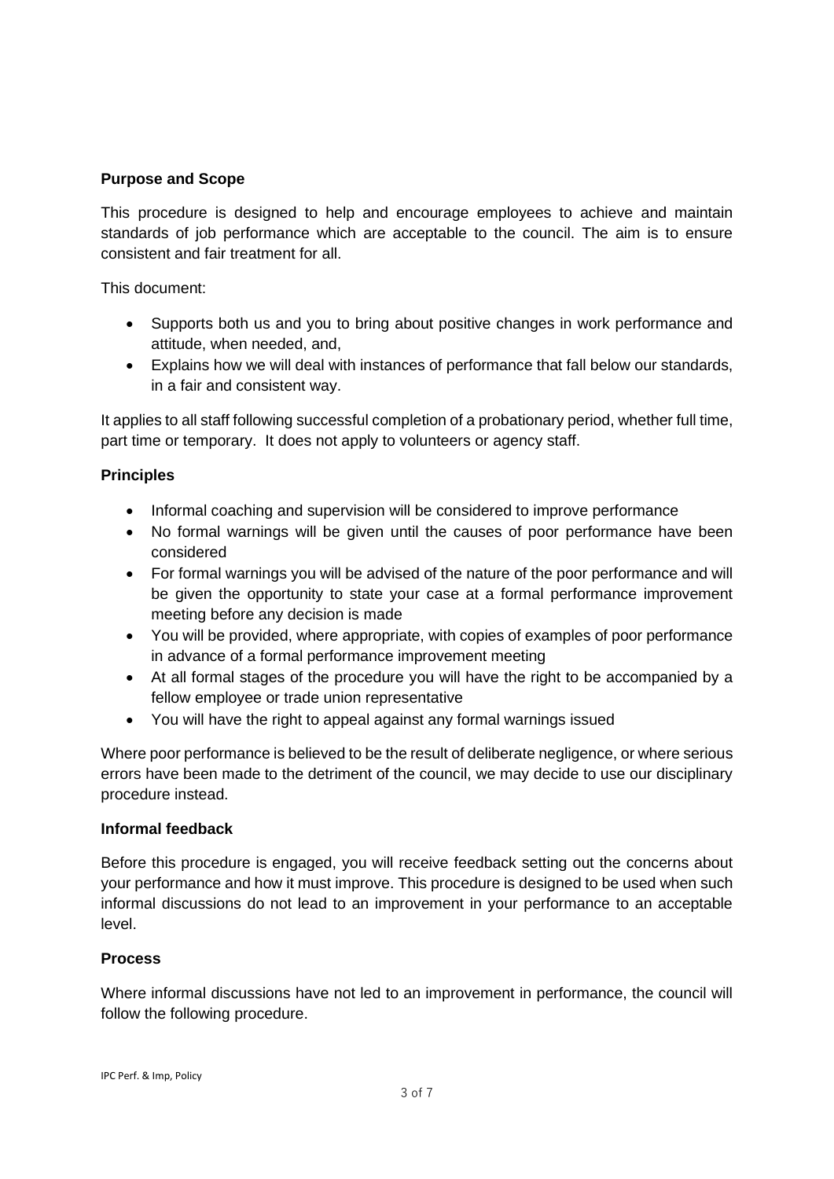**Purpose and Scope**

This procedure is designed to help and encourage employees to achieve and maintain standards of job performance which are acceptable to the council. The aim is to ensure consistent and fair treatment for all.

This document:

- Supports both us and you to bring about positive changes in work performance and attitude, when needed, and,
- Explains how we will deal with instances of performance that fall below our standards, in a fair and consistent way.

It applies to all staff following successful completion of a probationary period, whether full time, part time or temporary. It does not apply to volunteers or agency staff.

**Principles**

- Informal coaching and supervision will be considered to improve performance
- No formal warnings will be given until the causes of poor performance have been considered
- For formal warnings you will be advised of the nature of the poor performance and will be given the opportunity to state your case at a formal performance improvement meeting before any decision is made
- You will be provided, where appropriate, with copies of examples of poor performance in advance of a formal performance improvement meeting
- At all formal stages of the procedure you will have the right to be accompanied by a fellow employee or trade union representative
- You will have the right to appeal against any formal warnings issued

Where poor performance is believed to be the result of deliberate negligence, or where serious errors have been made to the detriment of the council, we may decide to use our disciplinary procedure instead.

**Informal feedback**

Before this procedure is engaged, you will receive feedback setting out the concerns about your performance and how it must improve. This procedure is designed to be used when such informal discussions do not lead to an improvement in your performance to an acceptable level.

**Process**

Where informal discussions have not led to an improvement in performance, the council will follow the following procedure.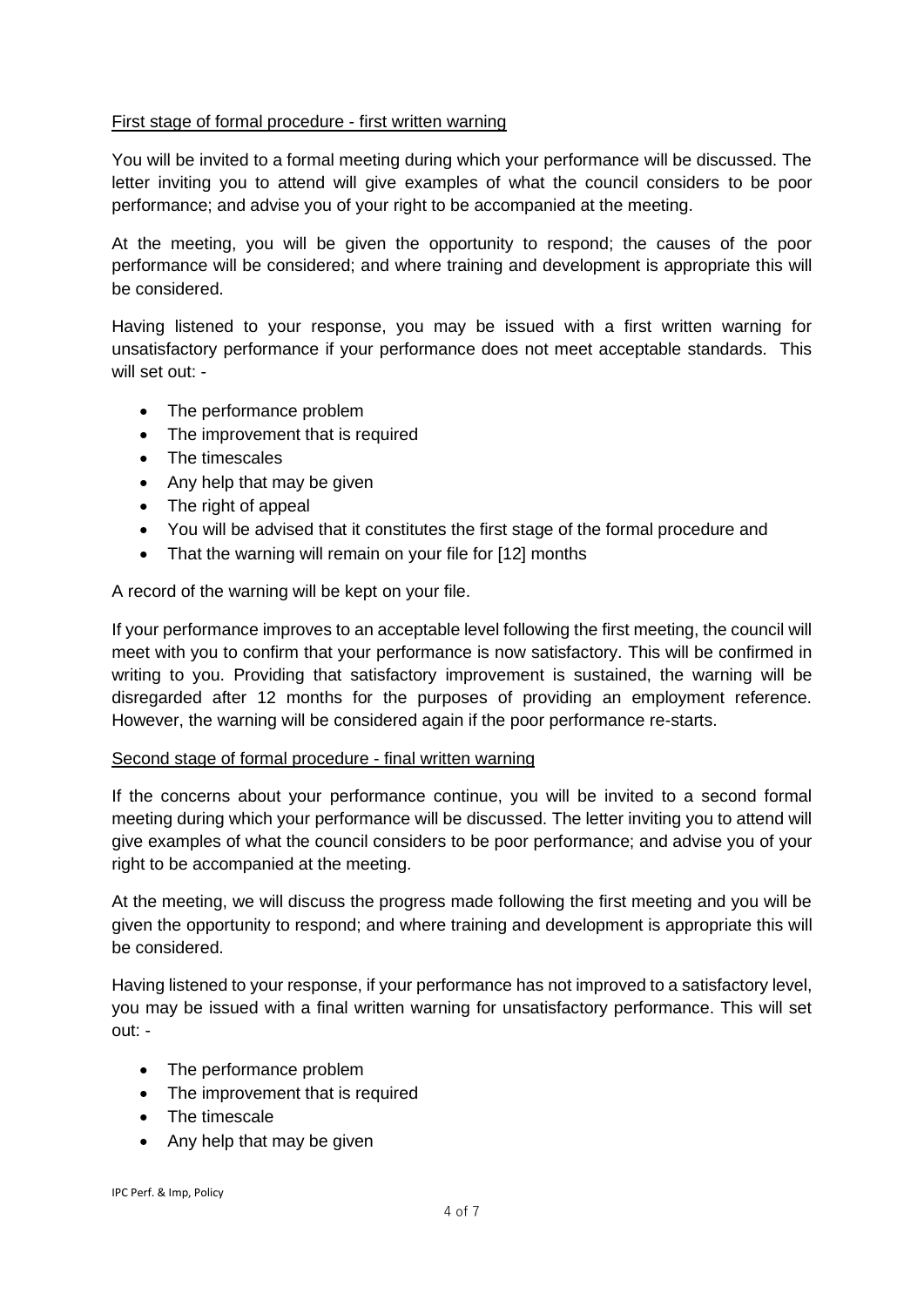First stage of formal procedure - first written warning

You will be invited to a formal meeting during which your performance will be discussed. The letter inviting you to attend will give examples of what the council considers to be poor performance; and advise you of your right to be accompanied at the meeting.

At the meeting, you will be given the opportunity to respond; the causes of the poor performance will be considered; and where training and development is appropriate this will be considered.

Having listened to your response, you may be issued with a first written warning for unsatisfactory performance if your performance does not meet acceptable standards. This will set out: -

- The performance problem
- The improvement that is required
- The timescales
- Any help that may be given
- The right of appeal
- You will be advised that it constitutes the first stage of the formal procedure and
- That the warning will remain on your file for [12] months

A record of the warning will be kept on your file.

If your performance improves to an acceptable level following the first meeting, the council will meet with you to confirm that your performance is now satisfactory. This will be confirmed in writing to you. Providing that satisfactory improvement is sustained, the warning will be disregarded after 12 months for the purposes of providing an employment reference. However, the warning will be considered again if the poor performance re-starts.

Second stage of formal procedure - final written warning

If the concerns about your performance continue, you will be invited to a second formal meeting during which your performance will be discussed. The letter inviting you to attend will give examples of what the council considers to be poor performance; and advise you of your right to be accompanied at the meeting.

At the meeting, we will discuss the progress made following the first meeting and you will be given the opportunity to respond; and where training and development is appropriate this will be considered.

Having listened to your response, if your performance has not improved to a satisfactory level, you may be issued with a final written warning for unsatisfactory performance. This will set out: -

- The performance problem
- The improvement that is required
- The timescale
- Any help that may be given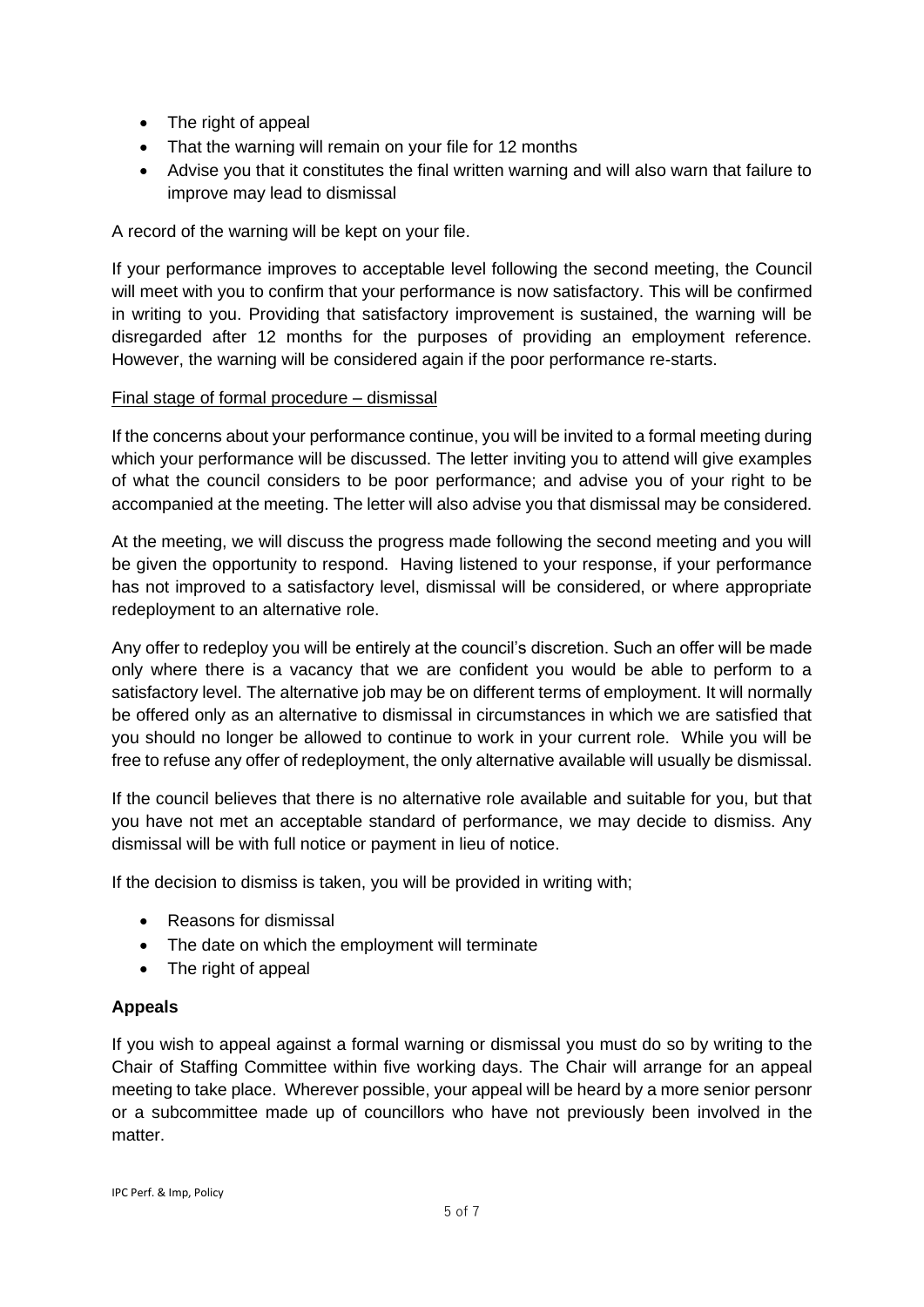- The right of appeal
- That the warning will remain on your file for 12 months
- Advise you that it constitutes the final written warning and will also warn that failure to improve may lead to dismissal

A record of the warning will be kept on your file.

If your performance improves to acceptable level following the second meeting, the Council will meet with you to confirm that your performance is now satisfactory. This will be confirmed in writing to you. Providing that satisfactory improvement is sustained, the warning will be disregarded after 12 months for the purposes of providing an employment reference. However, the warning will be considered again if the poor performance re-starts.

Final stage of formal procedure – dismissal

If the concerns about your performance continue, you will be invited to a formal meeting during which your performance will be discussed. The letter inviting you to attend will give examples of what the council considers to be poor performance; and advise you of your right to be accompanied at the meeting. The letter will also advise you that dismissal may be considered.

At the meeting, we will discuss the progress made following the second meeting and you will be given the opportunity to respond. Having listened to your response, if your performance has not improved to a satisfactory level, dismissal will be considered, or where appropriate redeployment to an alternative role.

Any offer to redeploy you will be entirely at the council's discretion. Such an offer will be made only where there is a vacancy that we are confident you would be able to perform to a satisfactory level. The alternative job may be on different terms of employment. It will normally be offered only as an alternative to dismissal in circumstances in which we are satisfied that you should no longer be allowed to continue to work in your current role. While you will be free to refuse any offer of redeployment, the only alternative available will usually be dismissal.

If the council believes that there is no alternative role available and suitable for you, but that you have not met an acceptable standard of performance, we may decide to dismiss. Any dismissal will be with full notice or payment in lieu of notice.

If the decision to dismiss is taken, you will be provided in writing with;

- Reasons for dismissal
- The date on which the employment will terminate
- The right of appeal

**Appeals**

If you wish to appeal against a formal warning or dismissal you must do so by writing to the Chair of Staffing Committee within five working days. The Chair will arrange for an appeal meeting to take place. Wherever possible, your appeal will be heard by a more senior personr or a subcommittee made up of councillors who have not previously been involved in the matter.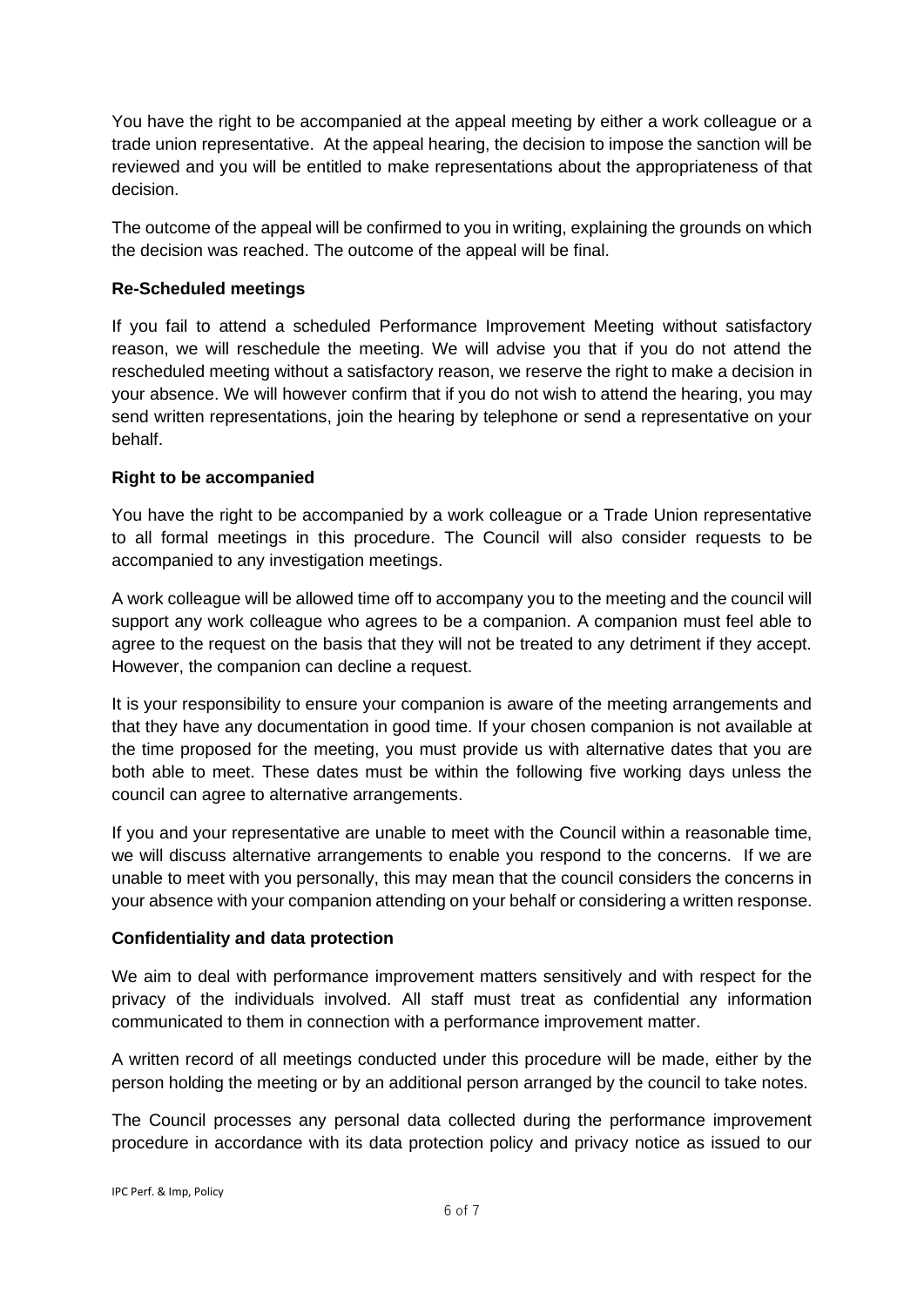You have the right to be accompanied at the appeal meeting by either a work colleague or a trade union representative. At the appeal hearing, the decision to impose the sanction will be reviewed and you will be entitled to make representations about the appropriateness of that decision.

The outcome of the appeal will be confirmed to you in writing, explaining the grounds on which the decision was reached. The outcome of the appeal will be final.

**Re-Scheduled meetings**

If you fail to attend a scheduled Performance Improvement Meeting without satisfactory reason, we will reschedule the meeting. We will advise you that if you do not attend the rescheduled meeting without a satisfactory reason, we reserve the right to make a decision in your absence. We will however confirm that if you do not wish to attend the hearing, you may send written representations, join the hearing by telephone or send a representative on your behalf.

**Right to be accompanied**

You have the right to be accompanied by a work colleague or a Trade Union representative to all formal meetings in this procedure. The Council will also consider requests to be accompanied to any investigation meetings.

A work colleague will be allowed time off to accompany you to the meeting and the council will support any work colleague who agrees to be a companion. A companion must feel able to agree to the request on the basis that they will not be treated to any detriment if they accept. However, the companion can decline a request.

It is your responsibility to ensure your companion is aware of the meeting arrangements and that they have any documentation in good time. If your chosen companion is not available at the time proposed for the meeting, you must provide us with alternative dates that you are both able to meet. These dates must be within the following five working days unless the council can agree to alternative arrangements.

If you and your representative are unable to meet with the Council within a reasonable time, we will discuss alternative arrangements to enable you respond to the concerns. If we are unable to meet with you personally, this may mean that the council considers the concerns in your absence with your companion attending on your behalf or considering a written response.

**Confidentiality and data protection**

We aim to deal with performance improvement matters sensitively and with respect for the privacy of the individuals involved. All staff must treat as confidential any information communicated to them in connection with a performance improvement matter.

A written record of all meetings conducted under this procedure will be made, either by the person holding the meeting or by an additional person arranged by the council to take notes.

The Council processes any personal data collected during the performance improvement procedure in accordance with its data protection policy and privacy notice as issued to our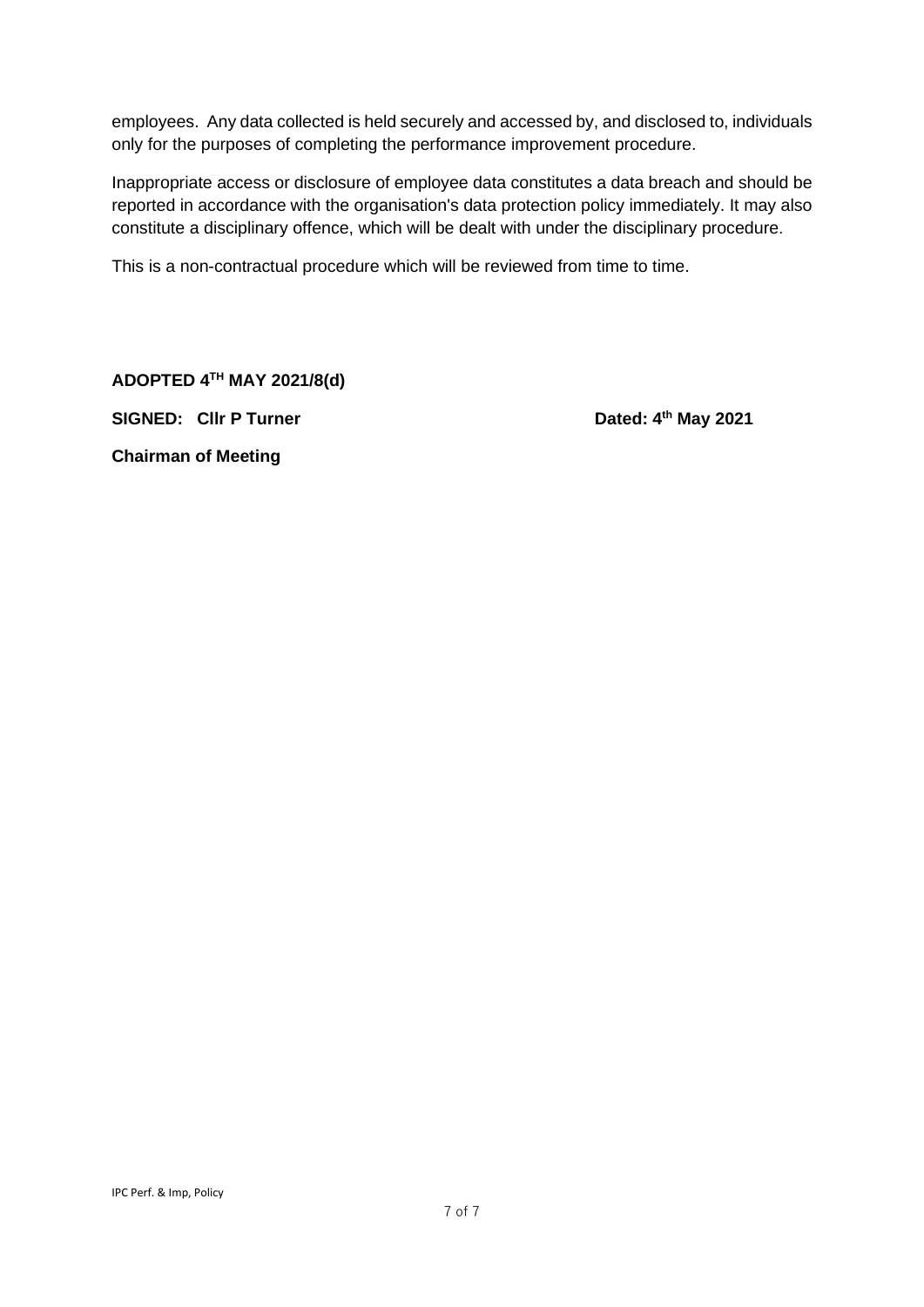employees. Any data collected is held securely and accessed by, and disclosed to, individuals only for the purposes of completing the performance improvement procedure.

Inappropriate access or disclosure of employee data constitutes a data breach and should be reported in accordance with the organisation's data protection policy immediately. It may also constitute a disciplinary offence, which will be dealt with under the disciplinary procedure.

This is a non-contractual procedure which will be reviewed from time to time.

**ADOPTED 4TH MAY 2021/8(d)**

**SIGNED: Cllr P Turner** **Dated: 4th May 2021**

**Chairman of Meeting**